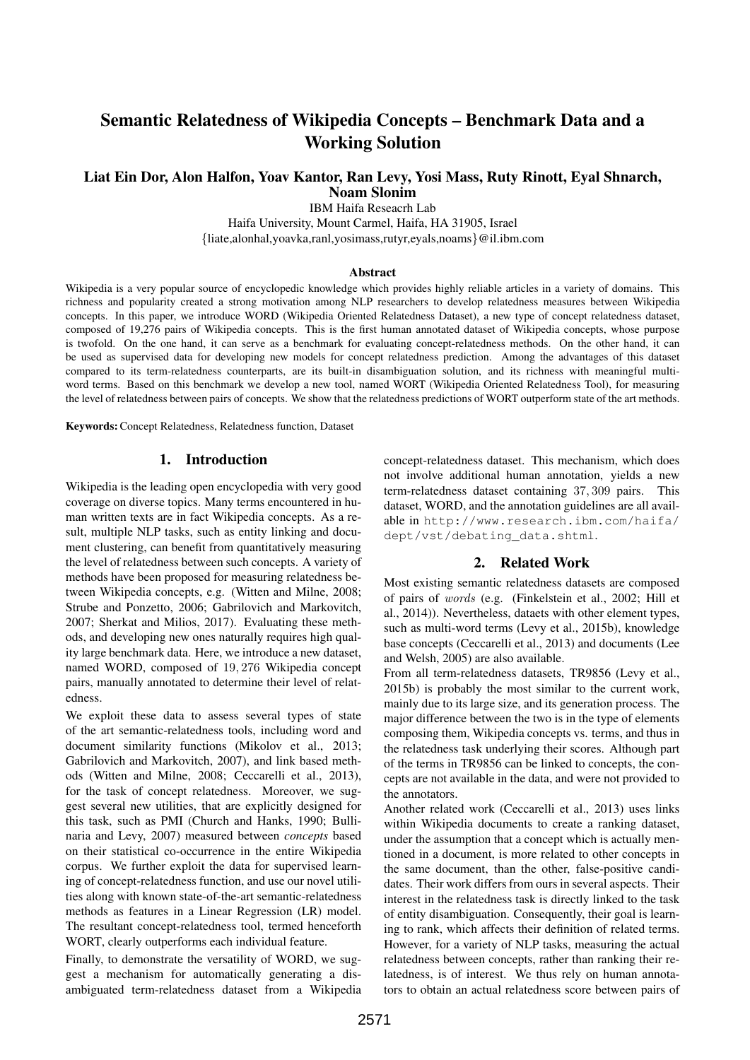# Semantic Relatedness of Wikipedia Concepts – Benchmark Data and a Working Solution

**Liat Ein Dor, Alon Halfon, Yoav Kantor, Ran Levy, Yosi Mass, Ruty Rinott, Eyal Shnarch, Noam Slonim**

IBM Haifa Reseacrh Lab
Haifa University, Mount Carmel, Haifa, HA 31905, Israel
{liate,alonhal,yoavka,ranl,yosimass,rutyr,eyals,noams}@il.ibm.com

### Abstract

Wikipedia is a very popular source of encyclopedic knowledge which provides highly reliable articles in a variety of domains. This richness and popularity created a strong motivation among NLP researchers to develop relatedness measures between Wikipedia concepts. In this paper, we introduce WORD (Wikipedia Oriented Relatedness Dataset), a new type of concept relatedness dataset, composed of 19,276 pairs of Wikipedia concepts. This is the first human annotated dataset of Wikipedia concepts, whose purpose is twofold. On the one hand, it can serve as a benchmark for evaluating concept-relatedness methods. On the other hand, it can be used as supervised data for developing new models for concept relatedness prediction. Among the advantages of this dataset compared to its term-relatedness counterparts, are its built-in disambiguation solution, and its richness with meaningful multi-word terms. Based on this benchmark we develop a new tool, named WORT (Wikipedia Oriented Relatedness Tool), for measuring the level of relatedness between pairs of concepts. We show that the relatedness predictions of WORT outperform state of the art methods.

**Keywords:** Concept Relatedness, Relatedness function, Dataset

## 1. Introduction

Wikipedia is the leading open encyclopedia with very good coverage on diverse topics. Many terms encountered in human written texts are in fact Wikipedia concepts. As a result, multiple NLP tasks, such as entity linking and document clustering, can benefit from quantitatively measuring the level of relatedness between such concepts. A variety of methods have been proposed for measuring relatedness between Wikipedia concepts, e.g. (Witten and Milne, 2008; Strube and Ponzetto, 2006; Gabrilovich and Markovitch, 2007; Sherkat and Milios, 2017). Evaluating these methods, and developing new ones naturally requires high quality large benchmark data. Here, we introduce a new dataset, named WORD, composed of $19,276$ Wikipedia concept pairs, manually annotated to determine their level of relatedness.

We exploit these data to assess several types of state of the art semantic-relatedness tools, including word and document similarity functions (Mikolov et al., 2013; Gabrilovich and Markovitch, 2007), and link based methods (Witten and Milne, 2008; Ceccarelli et al., 2013), for the task of concept relatedness. Moreover, we suggest several new utilities, that are explicitly designed for this task, such as PMI (Church and Hanks, 1990; Bullinaria and Levy, 2007) measured between *concepts* based on their statistical co-occurrence in the entire Wikipedia corpus. We further exploit the data for supervised learning of concept-relatedness function, and use our novel utilities along with known state-of-the-art semantic-relatedness methods as features in a Linear Regression (LR) model. The resultant concept-relatedness tool, termed henceforth WORT, clearly outperforms each individual feature.

Finally, to demonstrate the versatility of WORD, we suggest a mechanism for automatically generating a disambiguated term-relatedness dataset from a Wikipedia concept-relatedness dataset. This mechanism, which does not involve additional human annotation, yields a new term-relatedness dataset containing $37,309$ pairs. This dataset, WORD, and the annotation guidelines are all available in `http://www.research.ibm.com/haifa/dept/vst/debating_data.shtml`.

## 2. Related Work

Most existing semantic relatedness datasets are composed of pairs of *words* (e.g. (Finkelstein et al., 2002; Hill et al., 2014)). Nevertheless, dataets with other element types, such as multi-word terms (Levy et al., 2015b), knowledge base concepts (Ceccarelli et al., 2013) and documents (Lee and Welsh, 2005) are also available.

From all term-relatedness datasets, TR9856 (Levy et al., 2015b) is probably the most similar to the current work, mainly due to its large size, and its generation process. The major difference between the two is in the type of elements composing them, Wikipedia concepts vs. terms, and thus in the relatedness task underlying their scores. Although part of the terms in TR9856 can be linked to concepts, the concepts are not available in the data, and were not provided to the annotators.

Another related work (Ceccarelli et al., 2013) uses links within Wikipedia documents to create a ranking dataset, under the assumption that a concept which is actually mentioned in a document, is more related to other concepts in the same document, than the other, false-positive candidates. Their work differs from ours in several aspects. Their interest in the relatedness task is directly linked to the task of entity disambiguation. Consequently, their goal is learning to rank, which affects their definition of related terms. However, for a variety of NLP tasks, measuring the actual relatedness between concepts, rather than ranking their relatedness, is of interest. We thus rely on human annotators to obtain an actual relatedness score between pairs of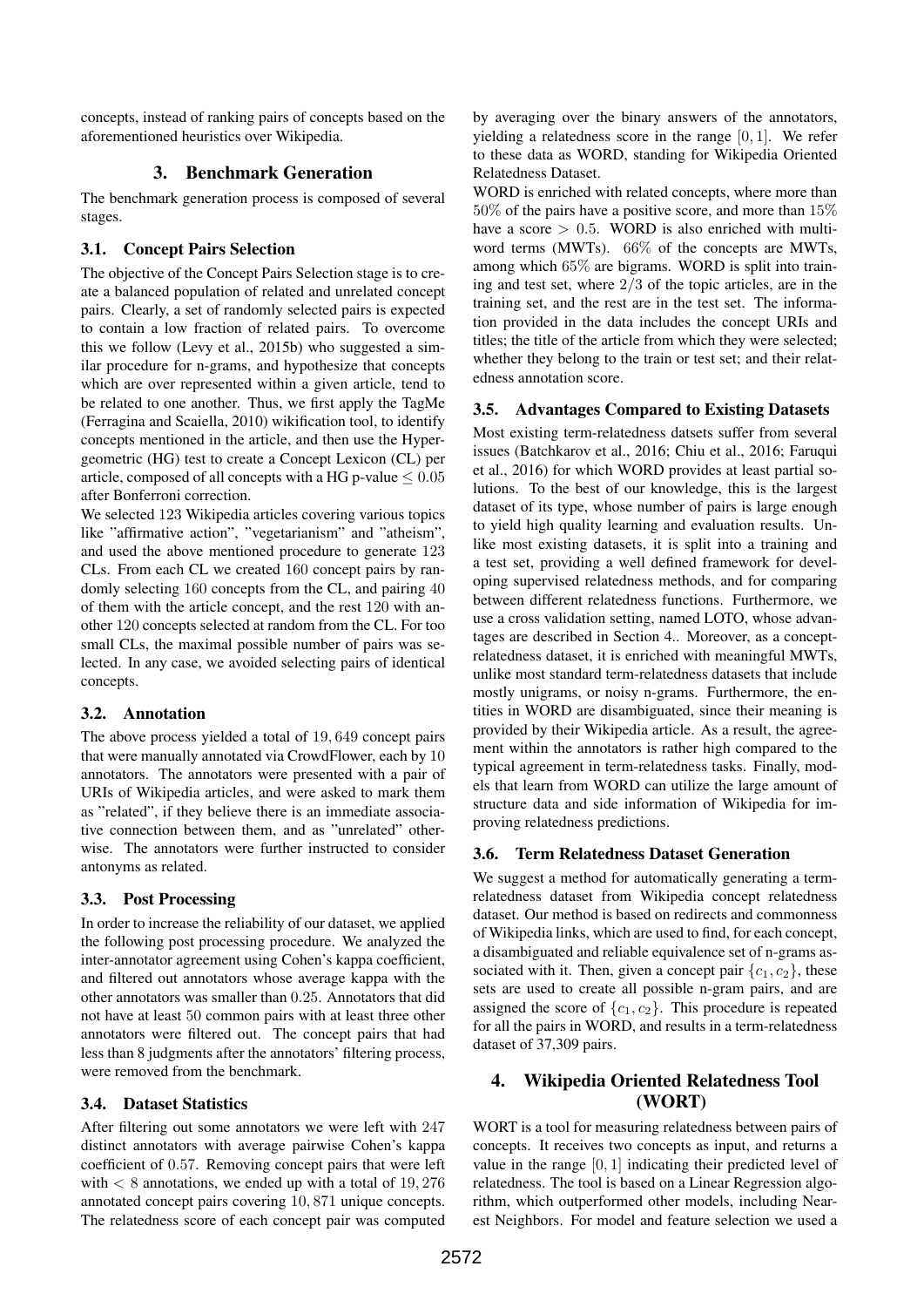concepts, instead of ranking pairs of concepts based on the aforementioned heuristics over Wikipedia.

## 3. Benchmark Generation

The benchmark generation process is composed of several stages.

### 3.1. Concept Pairs Selection

The objective of the Concept Pairs Selection stage is to create a balanced population of related and unrelated concept pairs. Clearly, a set of randomly selected pairs is expected to contain a low fraction of related pairs. To overcome this we follow (Levy et al., 2015b) who suggested a similar procedure for n-grams, and hypothesize that concepts which are over represented within a given article, tend to be related to one another. Thus, we first apply the TagMe (Ferragina and Scaiella, 2010) wikification tool, to identify concepts mentioned in the article, and then use the Hypergeometric (HG) test to create a Concept Lexicon (CL) per article, composed of all concepts with a HG p-value $\leq 0.05$ after Bonferroni correction.

We selected $123$ Wikipedia articles covering various topics like "affirmative action", "vegetarianism" and "atheism", and used the above mentioned procedure to generate $123$ CLs. From each CL we created $160$ concept pairs by randomly selecting $160$ concepts from the CL, and pairing $40$ of them with the article concept, and the rest $120$ with another $120$ concepts selected at random from the CL. For too small CLs, the maximal possible number of pairs was selected. In any case, we avoided selecting pairs of identical concepts.

### 3.2. Annotation

The above process yielded a total of $19,649$ concept pairs that were manually annotated via CrowdFlower, each by $10$ annotators. The annotators were presented with a pair of URIs of Wikipedia articles, and were asked to mark them as "related", if they believe there is an immediate associative connection between them, and as "unrelated" otherwise. The annotators were further instructed to consider antonyms as related.

### 3.3. Post Processing

In order to increase the reliability of our dataset, we applied the following post processing procedure. We analyzed the inter-annotator agreement using Cohen's kappa coefficient, and filtered out annotators whose average kappa with the other annotators was smaller than $0.25$. Annotators that did not have at least $50$ common pairs with at least three other annotators were filtered out. The concept pairs that had less than 8 judgments after the annotators' filtering process, were removed from the benchmark.

### 3.4. Dataset Statistics

After filtering out some annotators we were left with $247$ distinct annotators with average pairwise Cohen's kappa coefficient of $0.57$. Removing concept pairs that were left with $< 8$ annotations, we ended up with a total of $19,276$ annotated concept pairs covering $10,871$ unique concepts. The relatedness score of each concept pair was computed by averaging over the binary answers of the annotators, yielding a relatedness score in the range $[0, 1]$. We refer to these data as WORD, standing for Wikipedia Oriented Relatedness Dataset.

WORD is enriched with related concepts, where more than $50\%$ of the pairs have a positive score, and more than $15\%$ have a score $> 0.5$. WORD is also enriched with multiword terms (MWTs). $66\%$ of the concepts are MWTs, among which $65\%$ are bigrams. WORD is split into training and test set, where $2/3$ of the topic articles, are in the training set, and the rest are in the test set. The information provided in the data includes the concept URIs and titles; the title of the article from which they were selected; whether they belong to the train or test set; and their relatedness annotation score.

### 3.5. Advantages Compared to Existing Datasets

Most existing term-relatedness datsets suffer from several issues (Batchkarov et al., 2016; Chiu et al., 2016; Faruqui et al., 2016) for which WORD provides at least partial solutions. To the best of our knowledge, this is the largest dataset of its type, whose number of pairs is large enough to yield high quality learning and evaluation results. Unlike most existing datasets, it is split into a training and a test set, providing a well defined framework for developing supervised relatedness methods, and for comparing between different relatedness functions. Furthermore, we use a cross validation setting, named LOTO, whose advantages are described in Section 4.. Moreover, as a concept-relatedness dataset, it is enriched with meaningful MWTs, unlike most standard term-relatedness datasets that include mostly unigrams, or noisy n-grams. Furthermore, the entities in WORD are disambiguated, since their meaning is provided by their Wikipedia article. As a result, the agreement within the annotators is rather high compared to the typical agreement in term-relatedness tasks. Finally, models that learn from WORD can utilize the large amount of structure data and side information of Wikipedia for improving relatedness predictions.

### 3.6. Term Relatedness Dataset Generation

We suggest a method for automatically generating a term-relatedness dataset from Wikipedia concept relatedness dataset. Our method is based on redirects and commonness of Wikipedia links, which are used to find, for each concept, a disambiguated and reliable equivalence set of n-grams associated with it. Then, given a concept pair $\{c_1, c_2\}$, these sets are used to create all possible n-gram pairs, and are assigned the score of $\{c_1, c_2\}$. This procedure is repeated for all the pairs in WORD, and results in a term-relatedness dataset of 37,309 pairs.

## 4. Wikipedia Oriented Relatedness Tool (WORT)

WORT is a tool for measuring relatedness between pairs of concepts. It receives two concepts as input, and returns a value in the range $[0, 1]$ indicating their predicted level of relatedness. The tool is based on a Linear Regression algorithm, which outperformed other models, including Nearest Neighbors. For model and feature selection we used a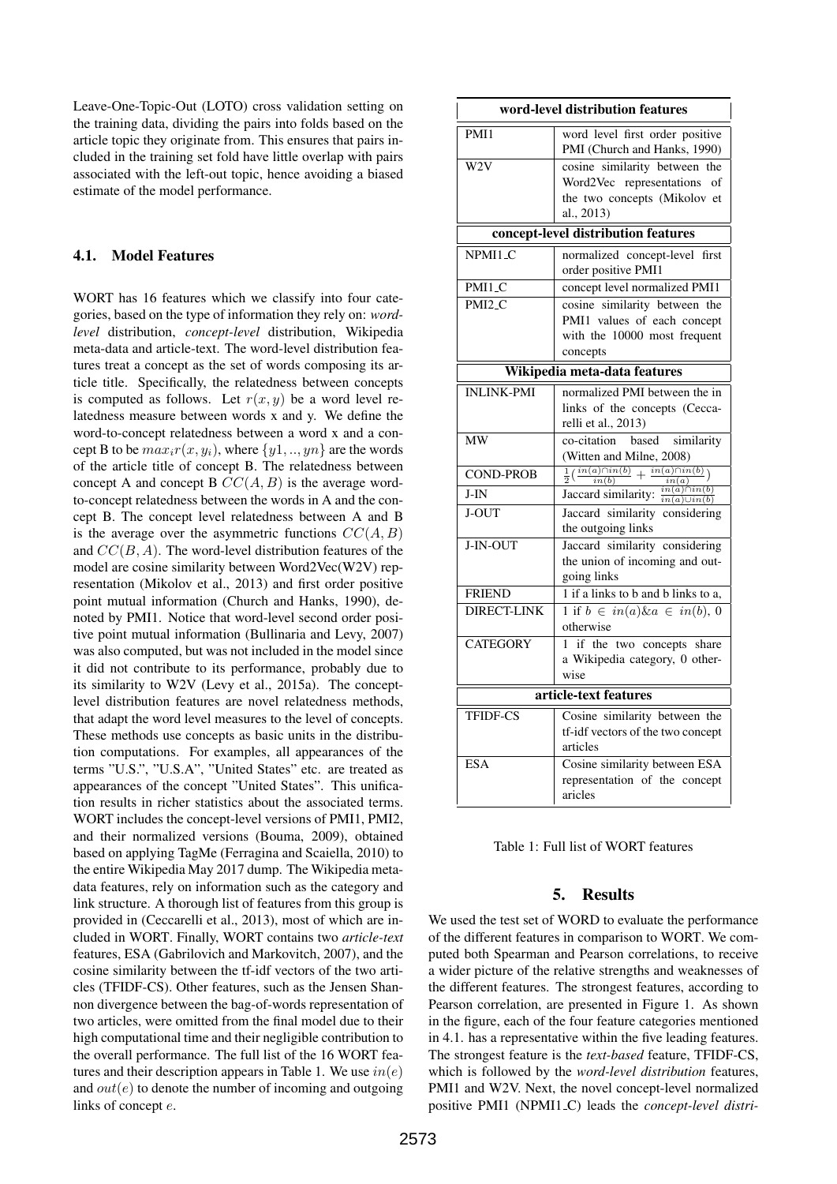Leave-One-Topic-Out (LOTO) cross validation setting on the training data, dividing the pairs into folds based on the article topic they originate from. This ensures that pairs included in the training set fold have little overlap with pairs associated with the left-out topic, hence avoiding a biased estimate of the model performance.

### 4.1. Model Features

WORT has 16 features which we classify into four categories, based on the type of information they rely on: *word-level* distribution, *concept-level* distribution, Wikipedia meta-data and article-text. The word-level distribution features treat a concept as the set of words composing its article title. Specifically, the relatedness between concepts is computed as follows. Let $r(x, y)$ be a word level relatedness measure between words x and y. We define the word-to-concept relatedness between a word x and a concept B to be $max_i r(x, y_i)$, where $\{y1, .., yn\}$ are the words of the article title of concept B. The relatedness between concept A and concept B $CC(A, B)$ is the average word-to-concept relatedness between the words in A and the concept B. The concept level relatedness between A and B is the average over the asymmetric functions $CC(A, B)$ and $CC(B, A)$. The word-level distribution features of the model are cosine similarity between Word2Vec(W2V) representation (Mikolov et al., 2013) and first order positive point mutual information (Church and Hanks, 1990), denoted by PMI1. Notice that word-level second order positive point mutual information (Bullinaria and Levy, 2007) was also computed, but was not included in the model since it did not contribute to its performance, probably due to its similarity to W2V (Levy et al., 2015a). The concept-level distribution features are novel relatedness methods, that adapt the word level measures to the level of concepts. These methods use concepts as basic units in the distribution computations. For examples, all appearances of the terms "U.S.", "U.S.A", "United States" etc. are treated as appearances of the concept "United States". This unification results in richer statistics about the associated terms. WORT includes the concept-level versions of PMI1, PMI2, and their normalized versions (Bouma, 2009), obtained based on applying TagMe (Ferragina and Scaiella, 2010) to the entire Wikipedia May 2017 dump. The Wikipedia meta-data features, rely on information such as the category and link structure. A thorough list of features from this group is provided in (Ceccarelli et al., 2013), most of which are included in WORT. Finally, WORT contains two *article-text* features, ESA (Gabrilovich and Markovitch, 2007), and the cosine similarity between the tf-idf vectors of the two articles (TFIDF-CS). Other features, such as the Jensen Shannon divergence between the bag-of-words representation of two articles, were omitted from the final model due to their high computational time and their negligible contribution to the overall performance. The full list of the 16 WORT features and their description appears in Table 1. We use $in(e)$ and $out(e)$ to denote the number of incoming and outgoing links of concept $e$.

| **word-level distribution features** | |
|---|---|
| PMI1 | word level first order positive PMI (Church and Hanks, 1990) |
| W2V | cosine similarity between the Word2Vec representations of the two concepts (Mikolov et al., 2013) |
| **concept-level distribution features** | |
| NPMI1_C | normalized concept-level first order positive PMI1 |
| PMI1_C | concept level normalized PMI1 |
| PMI2_C | cosine similarity between the PMI1 values of each concept with the 10000 most frequent concepts |
| **Wikipedia meta-data features** | |
| INLINK-PMI | normalized PMI between the in links of the concepts (Ceccarelli et al., 2013) |
| MW | co-citation based similarity (Witten and Milne, 2008) |
| COND-PROB | $\frac{1}{2}(\frac{in(a)\cap in(b)}{in(b)} + \frac{in(a)\cap in(b)}{in(a)})$ |
| J-IN | Jaccard similarity: $\frac{in(a)\cap in(b)}{in(a)\cup in(b)}$ |
| J-OUT | Jaccard similarity considering the outgoing links |
| J-IN-OUT | Jaccard similarity considering the union of incoming and outgoing links |
| FRIEND | 1 if a links to b and b links to a, |
| DIRECT-LINK | 1 if $b \in in(a) \& a \in in(b)$, 0 otherwise |
| CATEGORY | 1 if the two concepts share a Wikipedia category, 0 otherwise |
| **article-text features** | |
| TFIDF-CS | Cosine similarity between the tf-idf vectors of the two concept articles |
| ESA | Cosine similarity between ESA representation of the concept aricles |

Table 1: Full list of WORT features

## 5. Results

We used the test set of WORD to evaluate the performance of the different features in comparison to WORT. We computed both Spearman and Pearson correlations, to receive a wider picture of the relative strengths and weaknesses of the different features. The strongest features, according to Pearson correlation, are presented in Figure 1. As shown in the figure, each of the four feature categories mentioned in 4.1. has a representative within the five leading features. The strongest feature is the *text-based* feature, TFIDF-CS, which is followed by the *word-level distribution* features, PMI1 and W2V. Next, the novel concept-level normalized positive PMI1 (NPMI1_C) leads the *concept-level distri-*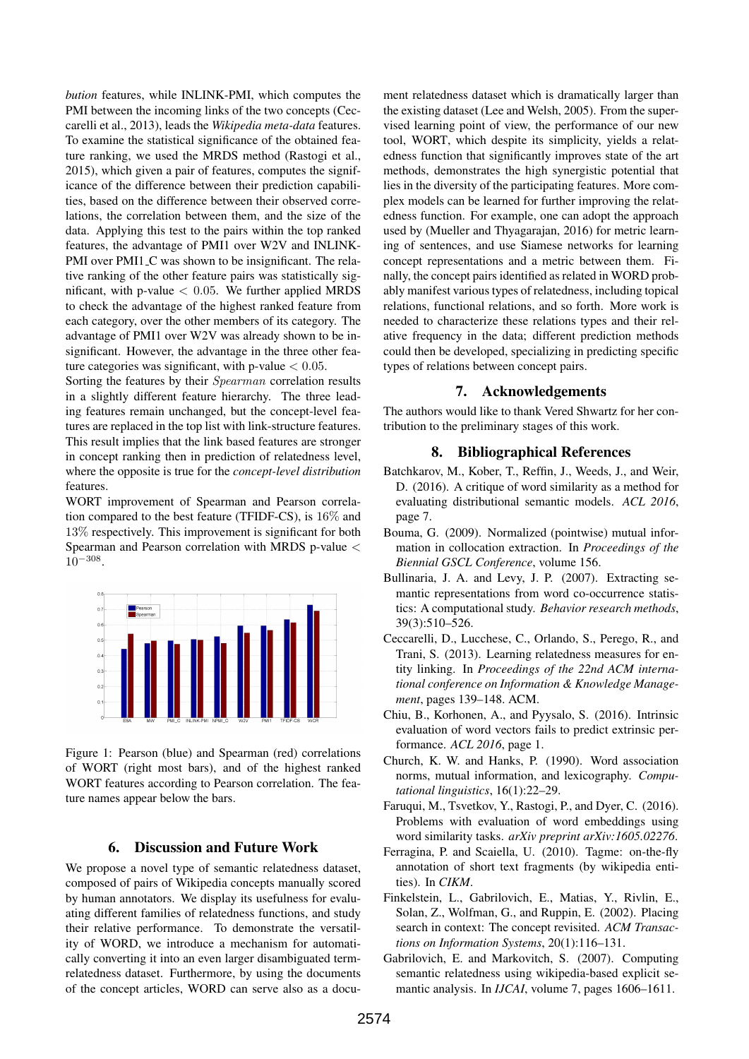*bution* features, while INLINK-PMI, which computes the PMI between the incoming links of the two concepts (Ceccarelli et al., 2013), leads the *Wikipedia meta-data* features. To examine the statistical significance of the obtained feature ranking, we used the MRDS method (Rastogi et al., 2015), which given a pair of features, computes the significance of the difference between their prediction capabilities, based on the difference between their observed correlations, the correlation between them, and the size of the data. Applying this test to the pairs within the top ranked features, the advantage of PMI1 over W2V and INLINK-PMI over PMI1_C was shown to be insignificant. The relative ranking of the other feature pairs was statistically significant, with p-value $< 0.05$. We further applied MRDS to check the advantage of the highest ranked feature from each category, over the other members of its category. The advantage of PMI1 over W2V was already shown to be insignificant. However, the advantage in the three other feature categories was significant, with p-value $< 0.05$.

Sorting the features by their *Spearman* correlation results in a slightly different feature hierarchy. The three leading features remain unchanged, but the concept-level features are replaced in the top list with link-structure features. This result implies that the link based features are stronger in concept ranking then in prediction of relatedness level, where the opposite is true for the *concept-level distribution* features.

WORT improvement of Spearman and Pearson correlation compared to the best feature (TFIDF-CS), is $16\%$ and $13\%$ respectively. This improvement is significant for both Spearman and Pearson correlation with MRDS p-value $< 10^{-308}$.

Figure 1: Pearson (blue) and Spearman (red) correlations of WORT (right most bars), and of the highest ranked WORT features according to Pearson correlation. The feature names appear below the bars.

## 6. Discussion and Future Work

We propose a novel type of semantic relatedness dataset, composed of pairs of Wikipedia concepts manually scored by human annotators. We display its usefulness for evaluating different families of relatedness functions, and study their relative performance. To demonstrate the versatility of WORD, we introduce a mechanism for automatically converting it into an even larger disambiguated term-relatedness dataset. Furthermore, by using the documents of the concept articles, WORD can serve also as a document relatedness dataset which is dramatically larger than the existing dataset (Lee and Welsh, 2005). From the supervised learning point of view, the performance of our new tool, WORT, which despite its simplicity, yields a relatedness function that significantly improves state of the art methods, demonstrates the high synergistic potential that lies in the diversity of the participating features. More complex models can be learned for further improving the relatedness function. For example, one can adopt the approach used by (Mueller and Thyagarajan, 2016) for metric learning of sentences, and use Siamese networks for learning concept representations and a metric between them. Finally, the concept pairs identified as related in WORD probably manifest various types of relatedness, including topical relations, functional relations, and so forth. More work is needed to characterize these relations types and their relative frequency in the data; different prediction methods could then be developed, specializing in predicting specific types of relations between concept pairs.

## 7. Acknowledgements

The authors would like to thank Vered Shwartz for her contribution to the preliminary stages of this work.

## 8. Bibliographical References

Batchkarov, M., Kober, T., Reffin, J., Weeds, J., and Weir, D. (2016). A critique of word similarity as a method for evaluating distributional semantic models. *ACL 2016*, page 7.

Bouma, G. (2009). Normalized (pointwise) mutual information in collocation extraction. In *Proceedings of the Biennial GSCL Conference*, volume 156.

Bullinaria, J. A. and Levy, J. P. (2007). Extracting semantic representations from word co-occurrence statistics: A computational study. *Behavior research methods*, 39(3):510–526.

Ceccarelli, D., Lucchese, C., Orlando, S., Perego, R., and Trani, S. (2013). Learning relatedness measures for entity linking. In *Proceedings of the 22nd ACM international conference on Information & Knowledge Management*, pages 139–148. ACM.

Chiu, B., Korhonen, A., and Pyysalo, S. (2016). Intrinsic evaluation of word vectors fails to predict extrinsic performance. *ACL 2016*, page 1.

Church, K. W. and Hanks, P. (1990). Word association norms, mutual information, and lexicography. *Computational linguistics*, 16(1):22–29.

Faruqui, M., Tsvetkov, Y., Rastogi, P., and Dyer, C. (2016). Problems with evaluation of word embeddings using word similarity tasks. *arXiv preprint arXiv:1605.02276*.

Ferragina, P. and Scaiella, U. (2010). Tagme: on-the-fly annotation of short text fragments (by wikipedia entities). In *CIKM*.

Finkelstein, L., Gabrilovich, E., Matias, Y., Rivlin, E., Solan, Z., Wolfman, G., and Ruppin, E. (2002). Placing search in context: The concept revisited. *ACM Transactions on Information Systems*, 20(1):116–131.

Gabrilovich, E. and Markovitch, S. (2007). Computing semantic relatedness using wikipedia-based explicit semantic analysis. In *IJCAI*, volume 7, pages 1606–1611.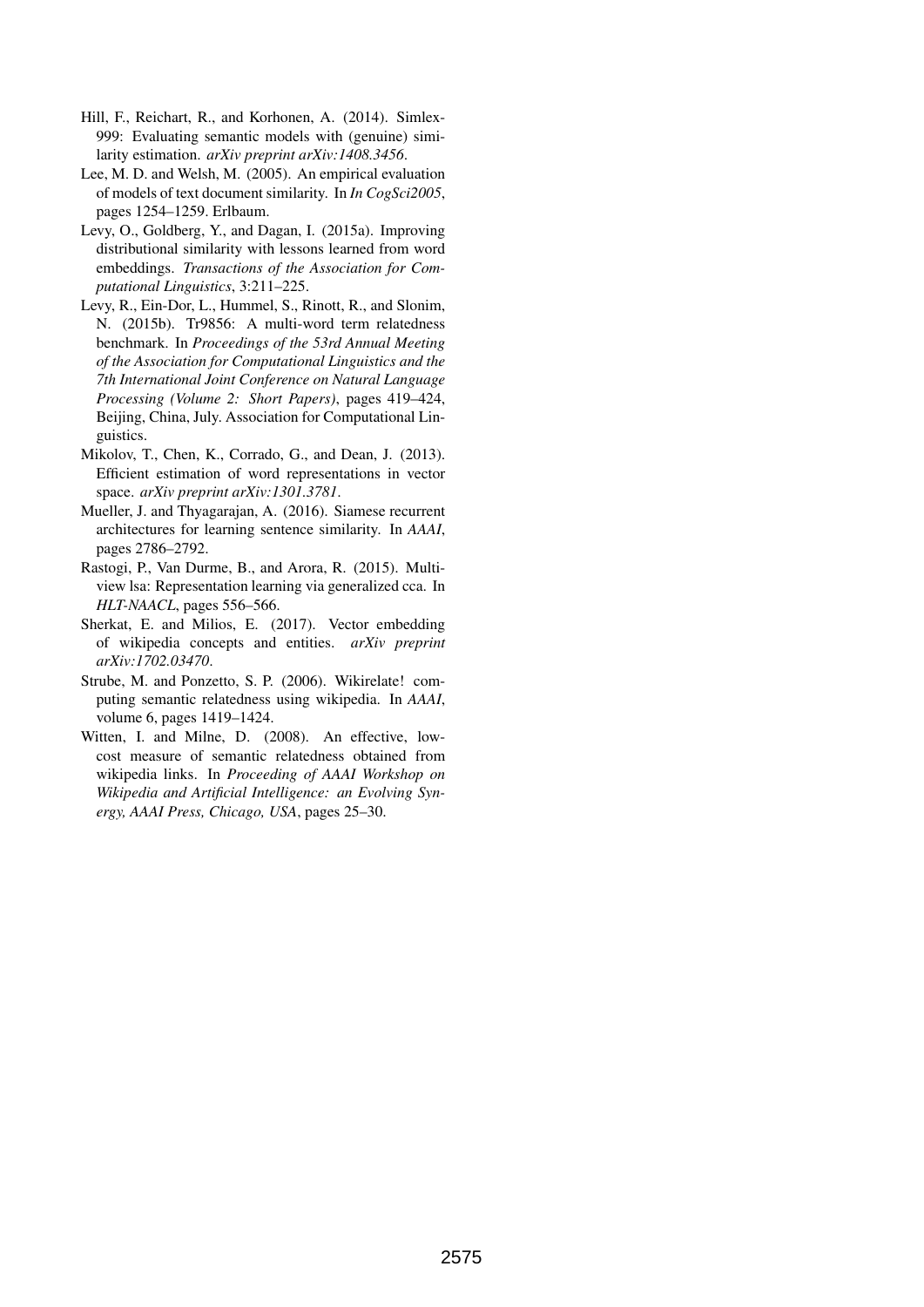Hill, F., Reichart, R., and Korhonen, A. (2014). Simlex-999: Evaluating semantic models with (genuine) similarity estimation. *arXiv preprint arXiv:1408.3456*.

Lee, M. D. and Welsh, M. (2005). An empirical evaluation of models of text document similarity. In *In CogSci2005*, pages 1254–1259. Erlbaum.

Levy, O., Goldberg, Y., and Dagan, I. (2015a). Improving distributional similarity with lessons learned from word embeddings. *Transactions of the Association for Computational Linguistics*, 3:211–225.

Levy, R., Ein-Dor, L., Hummel, S., Rinott, R., and Slonim, N. (2015b). Tr9856: A multi-word term relatedness benchmark. In *Proceedings of the 53rd Annual Meeting of the Association for Computational Linguistics and the 7th International Joint Conference on Natural Language Processing (Volume 2: Short Papers)*, pages 419–424, Beijing, China, July. Association for Computational Linguistics.

Mikolov, T., Chen, K., Corrado, G., and Dean, J. (2013). Efficient estimation of word representations in vector space. *arXiv preprint arXiv:1301.3781*.

Mueller, J. and Thyagarajan, A. (2016). Siamese recurrent architectures for learning sentence similarity. In *AAAI*, pages 2786–2792.

Rastogi, P., Van Durme, B., and Arora, R. (2015). Multiview lsa: Representation learning via generalized cca. In *HLT-NAACL*, pages 556–566.

Sherkat, E. and Milios, E. (2017). Vector embedding of wikipedia concepts and entities. *arXiv preprint arXiv:1702.03470*.

Strube, M. and Ponzetto, S. P. (2006). Wikirelate! computing semantic relatedness using wikipedia. In *AAAI*, volume 6, pages 1419–1424.

Witten, I. and Milne, D. (2008). An effective, low-cost measure of semantic relatedness obtained from wikipedia links. In *Proceeding of AAAI Workshop on Wikipedia and Artificial Intelligence: an Evolving Synergy, AAAI Press, Chicago, USA*, pages 25–30.